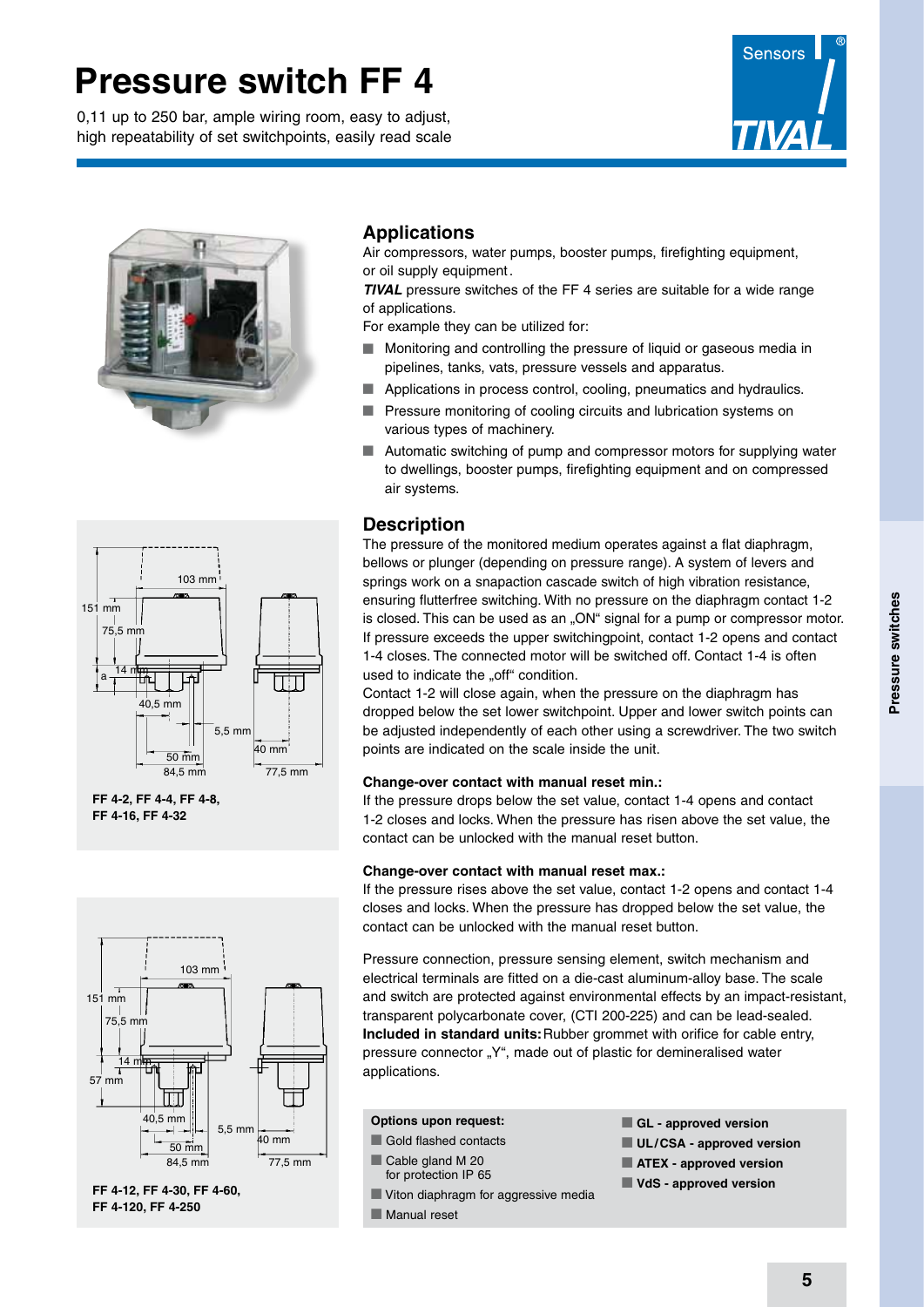# Pressure switch FF 4

0,11 up to 250 bar, ample wiring room, easy to adjust, high repeatability of set switchpoints, easily read scale

## Applications

Air compressors, water pumps, booster pumps, firefighting equipment, or oil supply equipment.

***TIVAL*** pressure switches of the FF 4 series are suitable for a wide range of applications.

For example they can be utilized for:

- Monitoring and controlling the pressure of liquid or gaseous media in pipelines, tanks, vats, pressure vessels and apparatus.
- Applications in process control, cooling, pneumatics and hydraulics.
- Pressure monitoring of cooling circuits and lubrication systems on various types of machinery.
- Automatic switching of pump and compressor motors for supplying water to dwellings, booster pumps, firefighting equipment and on compressed air systems.

## Description

The pressure of the monitored medium operates against a flat diaphragm, bellows or plunger (depending on pressure range). A system of levers and springs work on a snapaction cascade switch of high vibration resistance, ensuring flutterfree switching. With no pressure on the diaphragm contact 1-2 is closed. This can be used as an „ON" signal for a pump or compressor motor. If pressure exceeds the upper switchingpoint, contact 1-2 opens and contact 1-4 closes. The connected motor will be switched off. Contact 1-4 is often used to indicate the „off" condition.

Contact 1-2 will close again, when the pressure on the diaphragm has dropped below the set lower switchpoint. Upper and lower switch points can be adjusted independently of each other using a screwdriver. The two switch points are indicated on the scale inside the unit.

**Change-over contact with manual reset min.:**

If the pressure drops below the set value, contact 1-4 opens and contact 1-2 closes and locks. When the pressure has risen above the set value, the contact can be unlocked with the manual reset button.

**Change-over contact with manual reset max.:**

If the pressure rises above the set value, contact 1-2 opens and contact 1-4 closes and locks. When the pressure has dropped below the set value, the contact can be unlocked with the manual reset button.

Pressure connection, pressure sensing element, switch mechanism and electrical terminals are fitted on a die-cast aluminum-alloy base. The scale and switch are protected against environmental effects by an impact-resistant, transparent polycarbonate cover, (CTI 200-225) and can be lead-sealed.

**Included in standard units:** Rubber grommet with orifice for cable entry, pressure connector „Y", made out of plastic for demineralised water applications.

**Options upon request:**

- Gold flashed contacts
- Cable gland M 20 for protection IP 65
- Viton diaphragm for aggressive media
- Manual reset
- **GL - approved version**
- **UL/CSA - approved version**
- **ATEX - approved version**
- **VdS - approved version**

151 mm, 103 mm, 75,5 mm, 14 mm, a, 40,5 mm, 5,5 mm, 50 mm, 84,5 mm, 40 mm, 77,5 mm

**FF 4-2, FF 4-4, FF 4-8, FF 4-16, FF 4-32**

151 mm, 103 mm, 75,5 mm, 14 mm, 57 mm, 40,5 mm, 5,5 mm, 50 mm, 84,5 mm, 40 mm, 77,5 mm

**FF 4-12, FF 4-30, FF 4-60, FF 4-120, FF 4-250**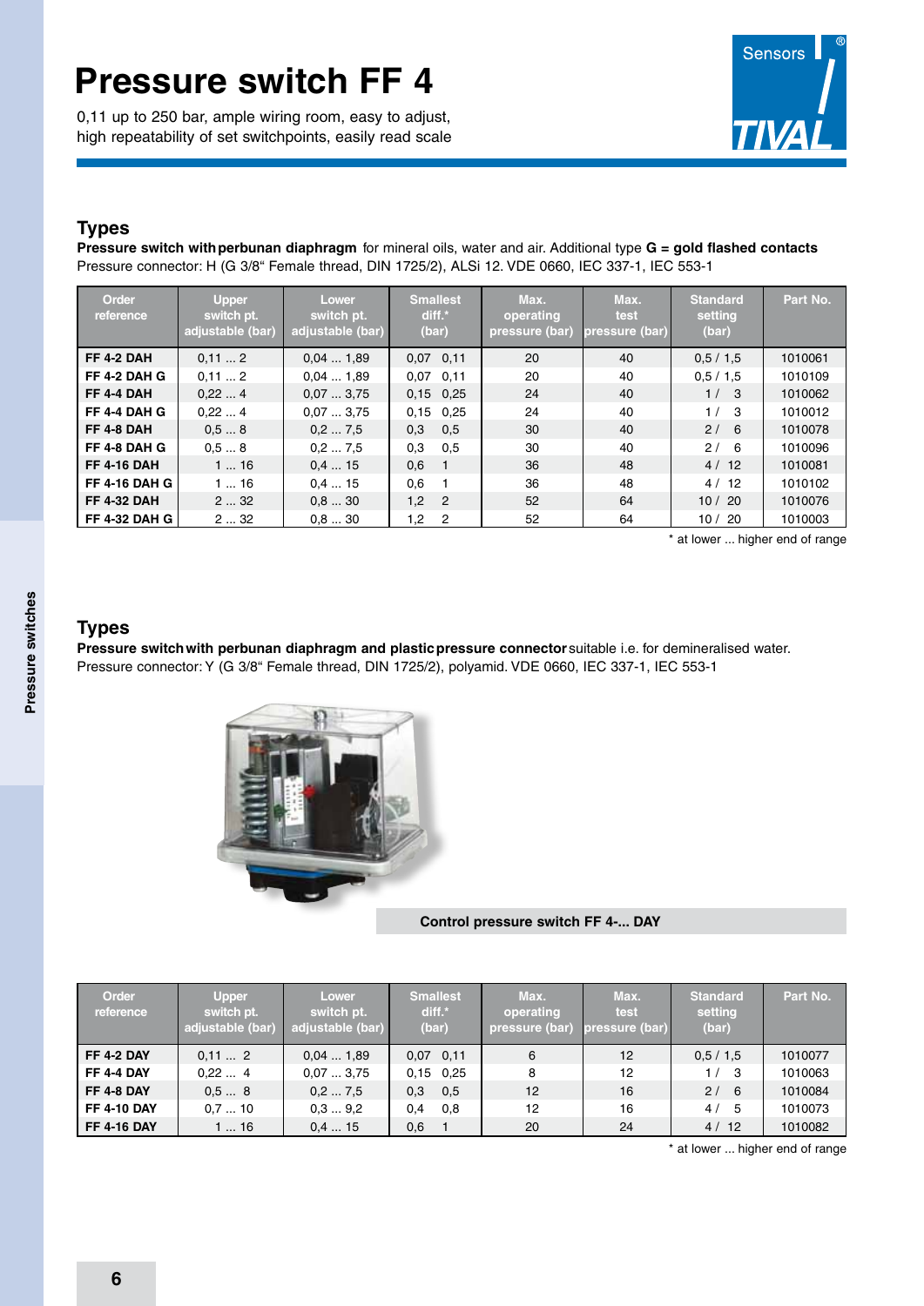# Pressure switch FF 4

0,11 up to 250 bar, ample wiring room, easy to adjust, high repeatability of set switchpoints, easily read scale

## Types

**Pressure switch with perbunan diaphragm** for mineral oils, water and air. Additional type **G = gold flashed contacts**
Pressure connector: H (G 3/8" Female thread, DIN 1725/2), ALSi 12. VDE 0660, IEC 337-1, IEC 553-1

| Order reference | Upper switch pt. adjustable (bar) | Lower switch pt. adjustable (bar) | Smallest diff.* (bar) | Max. operating pressure (bar) | Max. test pressure (bar) | Standard setting (bar) | Part No. |
|---|---|---|---|---|---|---|---|
| **FF 4-2 DAH** | 0,11 ... 2 | 0,04 ... 1,89 | 0,07 0,11 | 20 | 40 | 0,5 / 1,5 | 1010061 |
| **FF 4-2 DAH G** | 0,11 ... 2 | 0,04 ... 1,89 | 0,07 0,11 | 20 | 40 | 0,5 / 1,5 | 1010109 |
| **FF 4-4 DAH** | 0,22 ... 4 | 0,07 ... 3,75 | 0,15 0,25 | 24 | 40 | 1 / 3 | 1010062 |
| **FF 4-4 DAH G** | 0,22 ... 4 | 0,07 ... 3,75 | 0,15 0,25 | 24 | 40 | 1 / 3 | 1010012 |
| **FF 4-8 DAH** | 0,5 ... 8 | 0,2 ... 7,5 | 0,3 0,5 | 30 | 40 | 2 / 6 | 1010078 |
| **FF 4-8 DAH G** | 0,5 ... 8 | 0,2 ... 7,5 | 0,3 0,5 | 30 | 40 | 2 / 6 | 1010096 |
| **FF 4-16 DAH** | 1 ... 16 | 0,4 ... 15 | 0,6 1 | 36 | 48 | 4 / 12 | 1010081 |
| **FF 4-16 DAH G** | 1 ... 16 | 0,4 ... 15 | 0,6 1 | 36 | 48 | 4 / 12 | 1010102 |
| **FF 4-32 DAH** | 2 ... 32 | 0,8 ... 30 | 1,2 2 | 52 | 64 | 10 / 20 | 1010076 |
| **FF 4-32 DAH G** | 2 ... 32 | 0,8 ... 30 | 1,2 2 | 52 | 64 | 10 / 20 | 1010003 |

\* at lower ... higher end of range

## Types

**Pressure switch with perbunan diaphragm and plastic pressure connector** suitable i.e. for demineralised water.
Pressure connector: Y (G 3/8" Female thread, DIN 1725/2), polyamid. VDE 0660, IEC 337-1, IEC 553-1

**Control pressure switch FF 4-... DAY**

| Order reference | Upper switch pt. adjustable (bar) | Lower switch pt. adjustable (bar) | Smallest diff.* (bar) | Max. operating pressure (bar) | Max. test pressure (bar) | Standard setting (bar) | Part No. |
|---|---|---|---|---|---|---|---|
| **FF 4-2 DAY** | 0,11 ... 2 | 0,04 ... 1,89 | 0,07 0,11 | 6 | 12 | 0,5 / 1,5 | 1010077 |
| **FF 4-4 DAY** | 0,22 ... 4 | 0,07 ... 3,75 | 0,15 0,25 | 8 | 12 | 1 / 3 | 1010063 |
| **FF 4-8 DAY** | 0,5 ... 8 | 0,2 ... 7,5 | 0,3 0,5 | 12 | 16 | 2 / 6 | 1010084 |
| **FF 4-10 DAY** | 0,7 ... 10 | 0,3 ... 9,2 | 0,4 0,8 | 12 | 16 | 4 / 5 | 1010073 |
| **FF 4-16 DAY** | 1 ... 16 | 0,4 ... 15 | 0,6 1 | 20 | 24 | 4 / 12 | 1010082 |

\* at lower ... higher end of range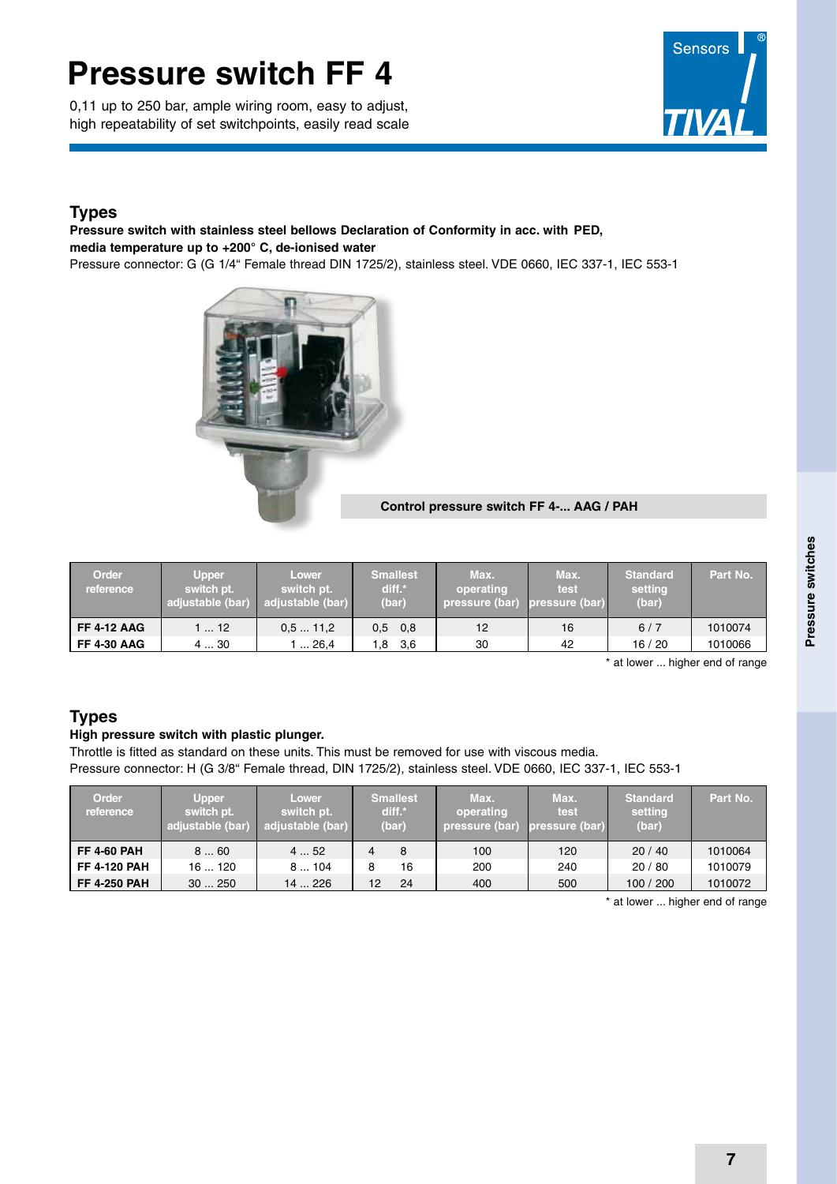# Pressure switch FF 4

0,11 up to 250 bar, ample wiring room, easy to adjust, high repeatability of set switchpoints, easily read scale

## Types

**Pressure switch with stainless steel bellows Declaration of Conformity in acc. with PED, media temperature up to +200° C, de-ionised water**

Pressure connector: G (G 1/4" Female thread DIN 1725/2), stainless steel. VDE 0660, IEC 337-1, IEC 553-1

**Control pressure switch FF 4-... AAG / PAH**

| Order reference | Upper switch pt. adjustable (bar) | Lower switch pt. adjustable (bar) | Smallest diff.* (bar) | Max. operating pressure (bar) | Max. test pressure (bar) | Standard setting (bar) | Part No. |
|---|---|---|---|---|---|---|---|
| **FF 4-12 AAG** | 1 ... 12 | 0,5 ... 11,2 | 0,5 0,8 | 12 | 16 | 6 / 7 | 1010074 |
| **FF 4-30 AAG** | 4 ... 30 | 1 ... 26,4 | 1,8 3,6 | 30 | 42 | 16 / 20 | 1010066 |

\* at lower ... higher end of range

## Types

**High pressure switch with plastic plunger.**

Throttle is fitted as standard on these units. This must be removed for use with viscous media.
Pressure connector: H (G 3/8" Female thread, DIN 1725/2), stainless steel. VDE 0660, IEC 337-1, IEC 553-1

| Order reference | Upper switch pt. adjustable (bar) | Lower switch pt. adjustable (bar) | Smallest diff.* (bar) | Max. operating pressure (bar) | Max. test pressure (bar) | Standard setting (bar) | Part No. |
|---|---|---|---|---|---|---|---|
| **FF 4-60 PAH** | 8 ... 60 | 4 ... 52 | 4 8 | 100 | 120 | 20 / 40 | 1010064 |
| **FF 4-120 PAH** | 16 ... 120 | 8 ... 104 | 8 16 | 200 | 240 | 20 / 80 | 1010079 |
| **FF 4-250 PAH** | 30 ... 250 | 14 ... 226 | 12 24 | 400 | 500 | 100 / 200 | 1010072 |

\* at lower ... higher end of range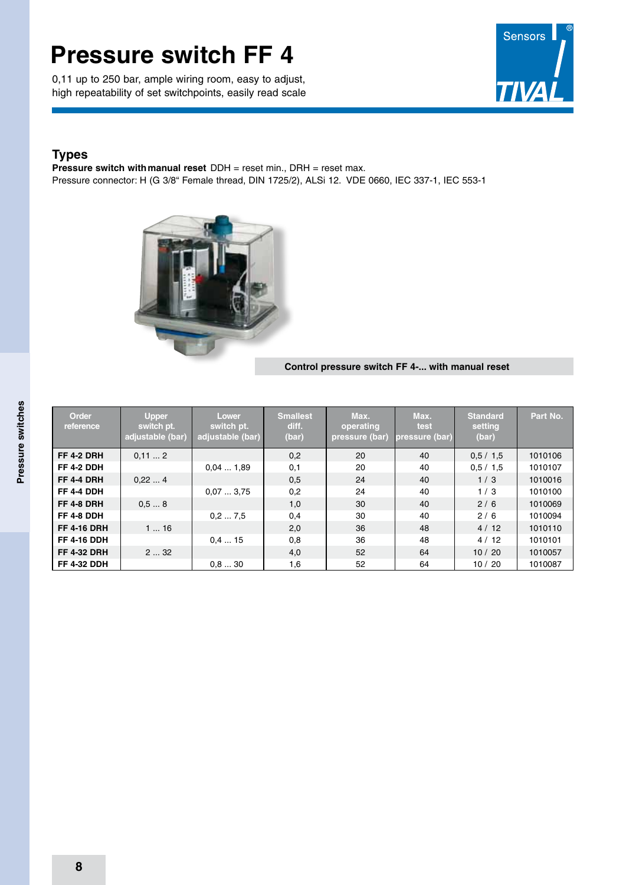# Pressure switch FF 4

0,11 up to 250 bar, ample wiring room, easy to adjust, high repeatability of set switchpoints, easily read scale

## Types

**Pressure switch with manual reset** DDH = reset min., DRH = reset max.

Pressure connector: H (G 3/8" Female thread, DIN 1725/2), ALSi 12. VDE 0660, IEC 337-1, IEC 553-1

**Control pressure switch FF 4-... with manual reset**

| Order reference | Upper switch pt. adjustable (bar) | Lower switch pt. adjustable (bar) | Smallest diff. (bar) | Max. operating pressure (bar) | Max. test pressure (bar) | Standard setting (bar) | Part No. |
|---|---|---|---|---|---|---|---|
| **FF 4-2 DRH** | 0,11 ... 2 | | 0,2 | 20 | 40 | 0,5 / 1,5 | 1010106 |
| **FF 4-2 DDH** | | 0,04 ... 1,89 | 0,1 | 20 | 40 | 0,5 / 1,5 | 1010107 |
| **FF 4-4 DRH** | 0,22 ... 4 | | 0,5 | 24 | 40 | 1 / 3 | 1010016 |
| **FF 4-4 DDH** | | 0,07 ... 3,75 | 0,2 | 24 | 40 | 1 / 3 | 1010100 |
| **FF 4-8 DRH** | 0,5 ... 8 | | 1,0 | 30 | 40 | 2 / 6 | 1010069 |
| **FF 4-8 DDH** | | 0,2 ... 7,5 | 0,4 | 30 | 40 | 2 / 6 | 1010094 |
| **FF 4-16 DRH** | 1 ... 16 | | 2,0 | 36 | 48 | 4 / 12 | 1010110 |
| **FF 4-16 DDH** | | 0,4 ... 15 | 0,8 | 36 | 48 | 4 / 12 | 1010101 |
| **FF 4-32 DRH** | 2 ... 32 | | 4,0 | 52 | 64 | 10 / 20 | 1010057 |
| **FF 4-32 DDH** | | 0,8 ... 30 | 1,6 | 52 | 64 | 10 / 20 | 1010087 |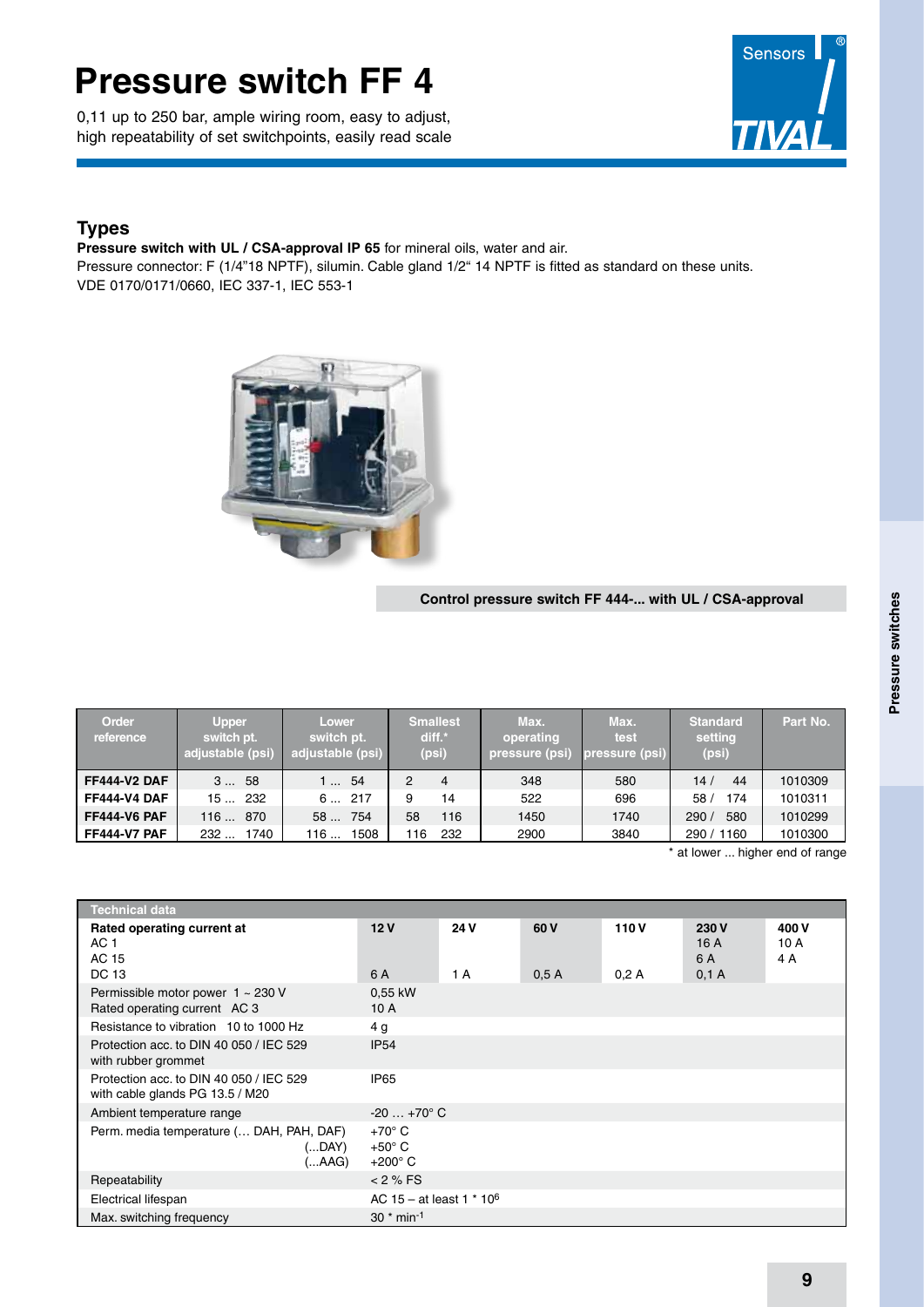# Pressure switch FF 4

0,11 up to 250 bar, ample wiring room, easy to adjust, high repeatability of set switchpoints, easily read scale

## Types

**Pressure switch with UL / CSA-approval IP 65** for mineral oils, water and air.
Pressure connector: F (1/4"18 NPTF), silumin. Cable gland 1/2" 14 NPTF is fitted as standard on these units.
VDE 0170/0171/0660, IEC 337-1, IEC 553-1

**Control pressure switch FF 444-... with UL / CSA-approval**

| Order reference | Upper switch pt. adjustable (psi) | Lower switch pt. adjustable (psi) | Smallest diff.* (psi) | Max. operating pressure (psi) | Max. test pressure (psi) | Standard setting (psi) | Part No. |
|---|---|---|---|---|---|---|---|
| **FF444-V2 DAF** | 3 ... 58 | 1 ... 54 | 2 4 | 348 | 580 | 14 / 44 | 1010309 |
| **FF444-V4 DAF** | 15 ... 232 | 6 ... 217 | 9 14 | 522 | 696 | 58 / 174 | 1010311 |
| **FF444-V6 PAF** | 116 ... 870 | 58 ... 754 | 58 116 | 1450 | 1740 | 290 / 580 | 1010299 |
| **FF444-V7 PAF** | 232 ... 1740 | 116 ... 1508 | 116 232 | 2900 | 3840 | 290 / 1160 | 1010300 |

\* at lower ... higher end of range

| Technical data | | | | | | |
|---|---|---|---|---|---|---|
| **Rated operating current at** | **12 V** | **24 V** | **60 V** | **110 V** | **230 V** | **400 V** |
| AC 1 | | | | | 16 A | 10 A |
| AC 15 | | | | | 6 A | 4 A |
| DC 13 | 6 A | 1 A | 0,5 A | 0,2 A | 0,1 A | |
| Permissible motor power 1 ~ 230 V | 0,55 kW | | | | | |
| Rated operating current AC 3 | 10 A | | | | | |
| Resistance to vibration 10 to 1000 Hz | 4 g | | | | | |
| Protection acc. to DIN 40 050 / IEC 529 with rubber grommet | IP54 | | | | | |
| Protection acc. to DIN 40 050 / IEC 529 with cable glands PG 13.5 / M20 | IP65 | | | | | |
| Ambient temperature range | -20 … +70° C | | | | | |
| Perm. media temperature (… DAH, PAH, DAF) | +70° C | | | | | |
| (...DAY) | +50° C | | | | | |
| (...AAG) | +200° C | | | | | |
| Repeatability | < 2 % FS | | | | | |
| Electrical lifespan | AC 15 – at least 1 * $10^6$ | | | | | |
| Max. switching frequency | 30 * $min^{-1}$ | | | | | |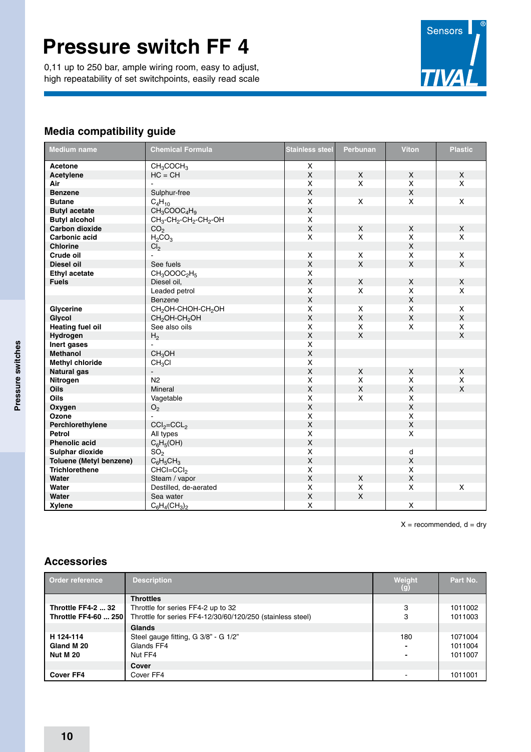# Pressure switch FF 4

0,11 up to 250 bar, ample wiring room, easy to adjust, high repeatability of set switchpoints, easily read scale

## Media compatibility guide

| Medium name | Chemical Formula | Stainless steel | Perbunan | Viton | Plastic |
|---|---|---|---|---|---|
| **Acetone** | $CH_3COCH_3$ | X | | | |
| **Acetylene** | HC = CH | X | X | X | X |
| **Air** | - | X | X | X | X |
| **Benzene** | Sulphur-free | X | | X | |
| **Butane** | $C_4H_{10}$ | X | X | X | X |
| **Butyl acetate** | $CH_3COOC_4H_9$ | X | | | |
| **Butyl alcohol** | $CH_3$-$CH_2$-$CH_2$-$CH_2$-OH | X | | | |
| **Carbon dioxide** | $CO_2$ | X | X | X | X |
| **Carbonic acid** | $H_2CO_3$ | X | X | X | X |
| **Chlorine** | $Cl_2$ | | | X | |
| **Crude oil** | - | X | X | X | X |
| **Diesel oil** | See fuels | X | X | X | X |
| **Ethyl acetate** | $CH_3OOOC_2H_5$ | X | | | |
| **Fuels** | Diesel oil, | X | X | X | X |
| | Leaded petrol | X | X | X | X |
| | Benzene | X | | X | |
| **Glycerine** | $CH_2OH$-CHOH-$CH_2OH$ | X | X | X | X |
| **Glycol** | $CH_2OH$-$CH_2OH$ | X | X | X | X |
| **Heating fuel oil** | See also oils | X | X | X | X |
| **Hydrogen** | $H_2$ | X | X | | X |
| **Inert gases** | - | X | | | |
| **Methanol** | $CH_3OH$ | X | | | |
| **Methyl chloride** | $CH_3Cl$ | X | | | |
| **Natural gas** | - | X | X | X | X |
| **Nitrogen** | N2 | X | X | X | X |
| **Oils** | Mineral | X | X | X | X |
| **Oils** | Vagetable | X | X | X | |
| **Oxygen** | $O_2$ | X | | X | |
| **Ozone** | - | X | | X | |
| **Perchlorethylene** | $CCl_2$=$CCL_2$ | X | | X | |
| **Petrol** | All types | X | | X | |
| **Phenolic acid** | $C_6H_5$(OH) | X | | | |
| **Sulphar dioxide** | $SO_2$ | X | | d | |
| **Toluene (Metyl benzene)** | $C_6H_5CH_3$ | X | | X | |
| **Trichlorethene** | CHCl=$CCl_2$ | X | | X | |
| **Water** | Steam / vapor | X | X | X | |
| **Water** | Destilled, de-aerated | X | X | X | X |
| **Water** | Sea water | X | X | | |
| **Xylene** | $C_6H_4(CH_3)_2$ | X | | X | |

X = recommended, d = dry

## Accessories

| Order reference | Description | Weight (g) | Part No. |
|---|---|---|---|
| | **Throttles** | | |
| **Throttle FF4-2 ... 32** | Throttle for series FF4-2 up to 32 | 3 | 1011002 |
| **Throttle FF4-60 ... 250** | Throttle for series FF4-12/30/60/120/250 (stainless steel) | 3 | 1011003 |
| | **Glands** | | |
| **H 124-114** | Steel gauge fitting, G 3/8" - G 1/2" | 180 | 1071004 |
| **Gland M 20** | Glands FF4 | - | 1011004 |
| **Nut M 20** | Nut FF4 | - | 1011007 |
| | **Cover** | | |
| **Cover FF4** | Cover FF4 | - | 1011001 |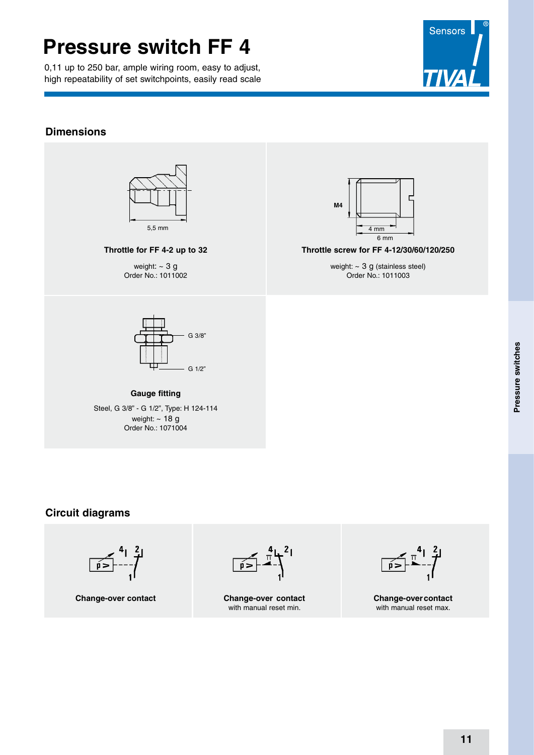# Pressure switch FF 4

0,11 up to 250 bar, ample wiring room, easy to adjust, high repeatability of set switchpoints, easily read scale

## Dimensions

5,5 mm

**Throttle for FF 4-2 up to 32**

weight: ~ 3 g
Order No.: 1011002

M4
4 mm
6 mm

**Throttle screw for FF 4-12/30/60/120/250**

weight: ~ 3 g (stainless steel)
Order No.: 1011003

G 3/8"
G 1/2"

**Gauge fitting**

Steel, G 3/8" - G 1/2", Type: H 124-114
weight: ~ 18 g
Order No.: 1071004

## Circuit diagrams

**Change-over contact**

**Change-over contact**
with manual reset min.

**Change-over contact**
with manual reset max.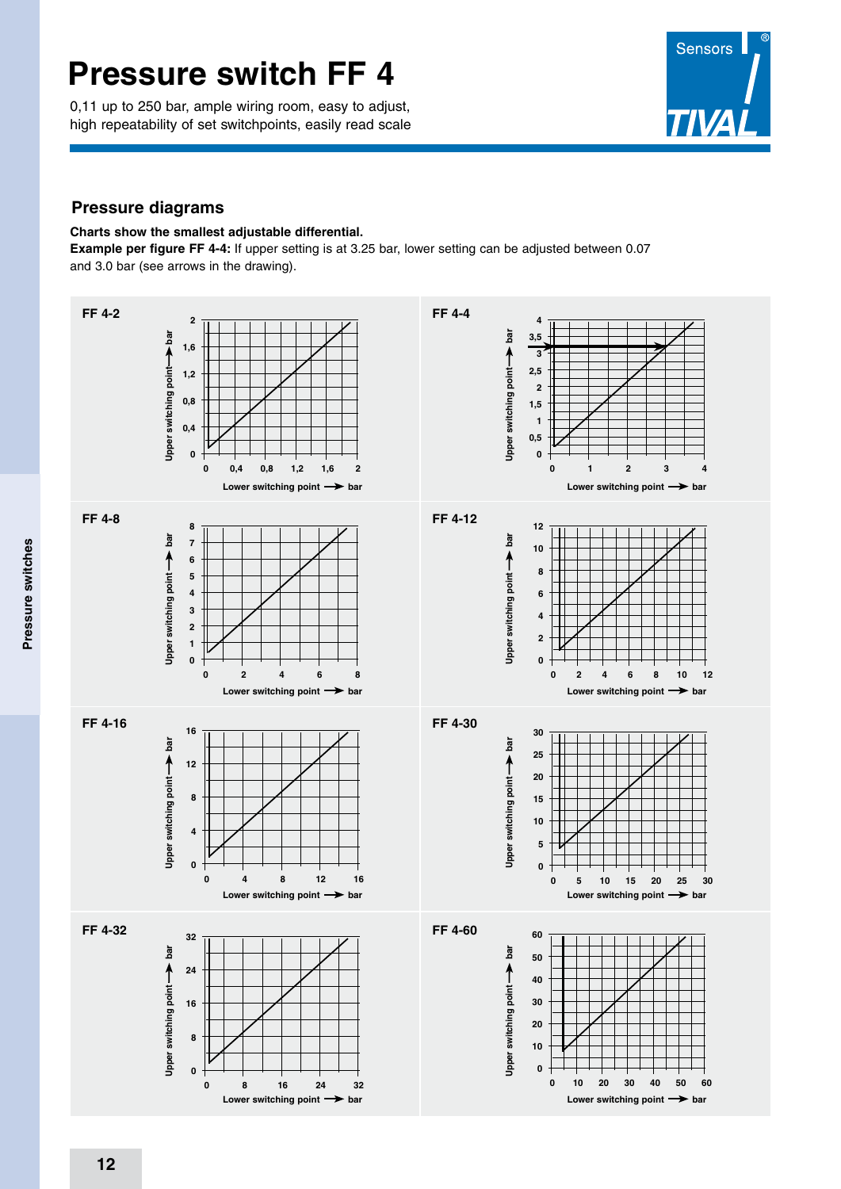# Pressure switch FF 4

0,11 up to 250 bar, ample wiring room, easy to adjust, high repeatability of set switchpoints, easily read scale

## Pressure diagrams

**Charts show the smallest adjustable differential.**

**Example per figure FF 4-4:** If upper setting is at 3.25 bar, lower setting can be adjusted between 0.07 and 3.0 bar (see arrows in the drawing).

FF 4-2

FF 4-4

FF 4-8

FF 4-12

FF 4-16

FF 4-30

FF 4-32

FF 4-60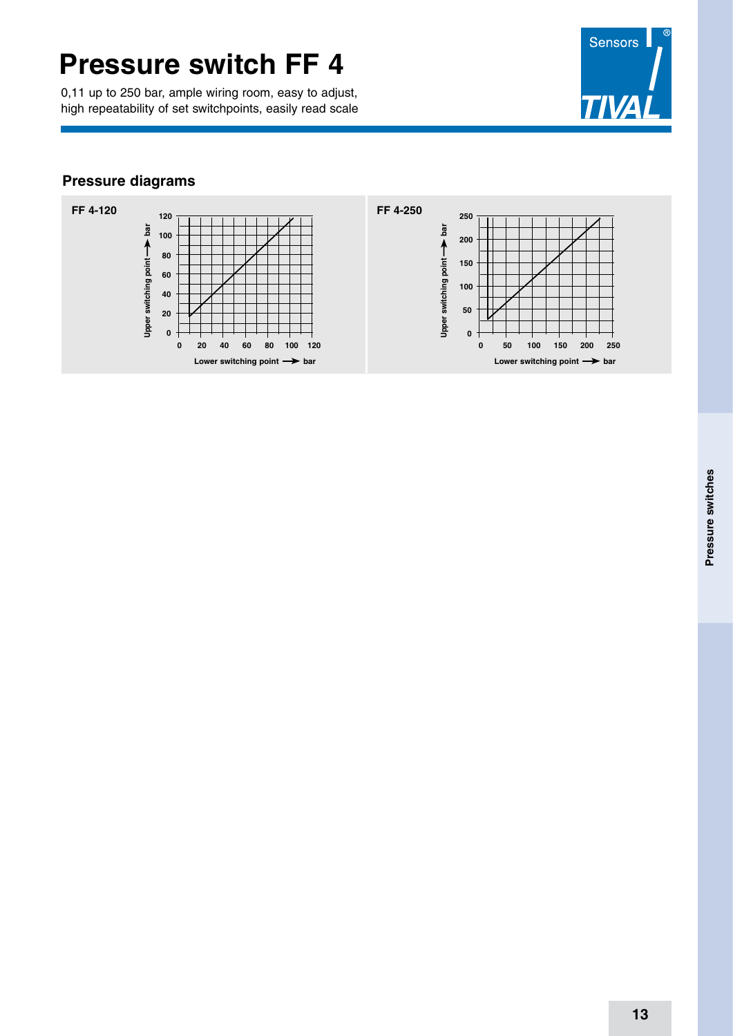# Pressure switch FF 4

0,11 up to 250 bar, ample wiring room, easy to adjust, high repeatability of set switchpoints, easily read scale

## Pressure diagrams

**FF 4-120**

Upper switching point → bar

120
100
80
60
40
20
0

0 20 40 60 80 100 120

Lower switching point → bar

**FF 4-250**

Upper switching point → bar

250
200
150
100
50
0

0 50 100 150 200 250

Lower switching point → bar